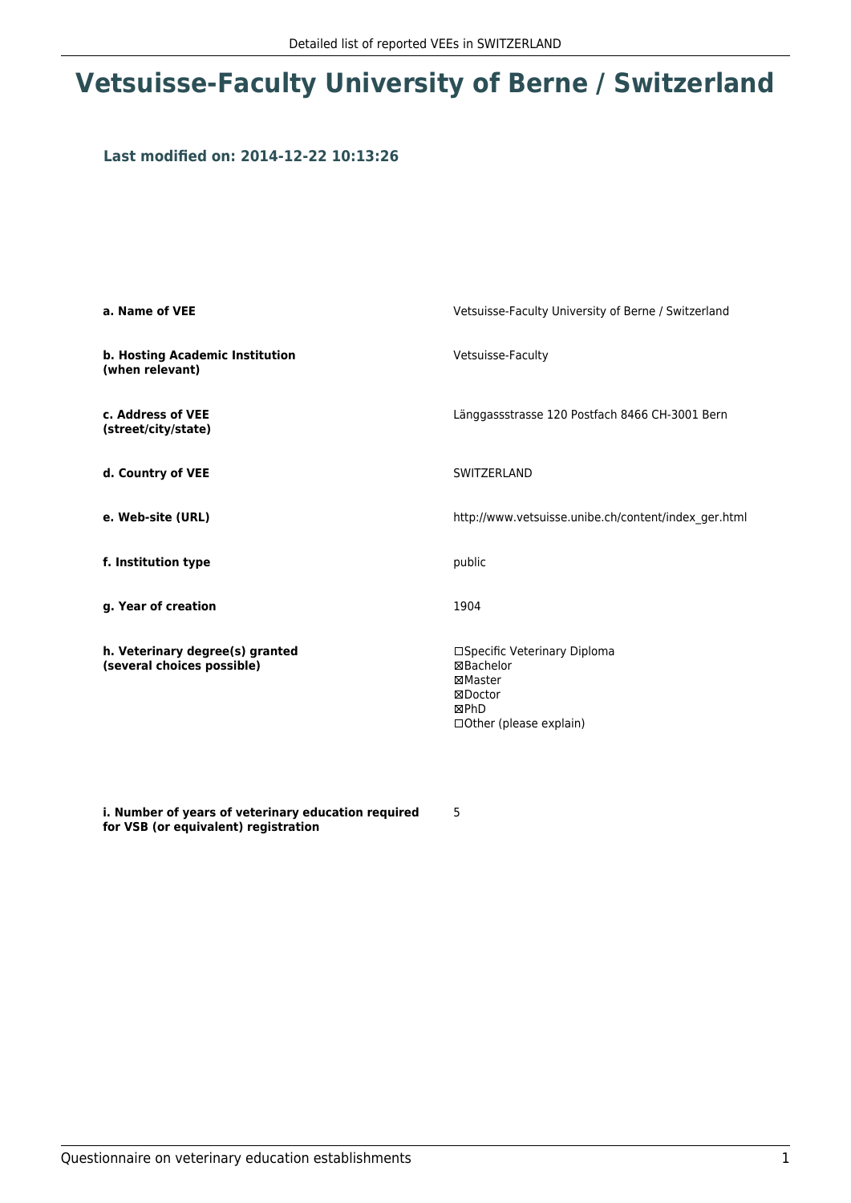# Vetsuisse-Faculty University of Berne / Switzerland

### Last modified on: 2014-12-22 10:13:26

| | |
|---|---|
| **a. Name of VEE** | Vetsuisse-Faculty University of Berne / Switzerland |
| **b. Hosting Academic Institution (when relevant)** | Vetsuisse-Faculty |
| **c. Address of VEE (street/city/state)** | Länggassstrasse 120 Postfach 8466 CH-3001 Bern |
| **d. Country of VEE** | SWITZERLAND |
| **e. Web-site (URL)** | http://www.vetsuisse.unibe.ch/content/index_ger.html |
| **f. Institution type** | public |
| **g. Year of creation** | 1904 |
| **h. Veterinary degree(s) granted (several choices possible)** | ☐Specific Veterinary Diploma<br>☒Bachelor<br>☒Master<br>☒Doctor<br>☒PhD<br>☐Other (please explain) |
| **i. Number of years of veterinary education required for VSB (or equivalent) registration** | 5 |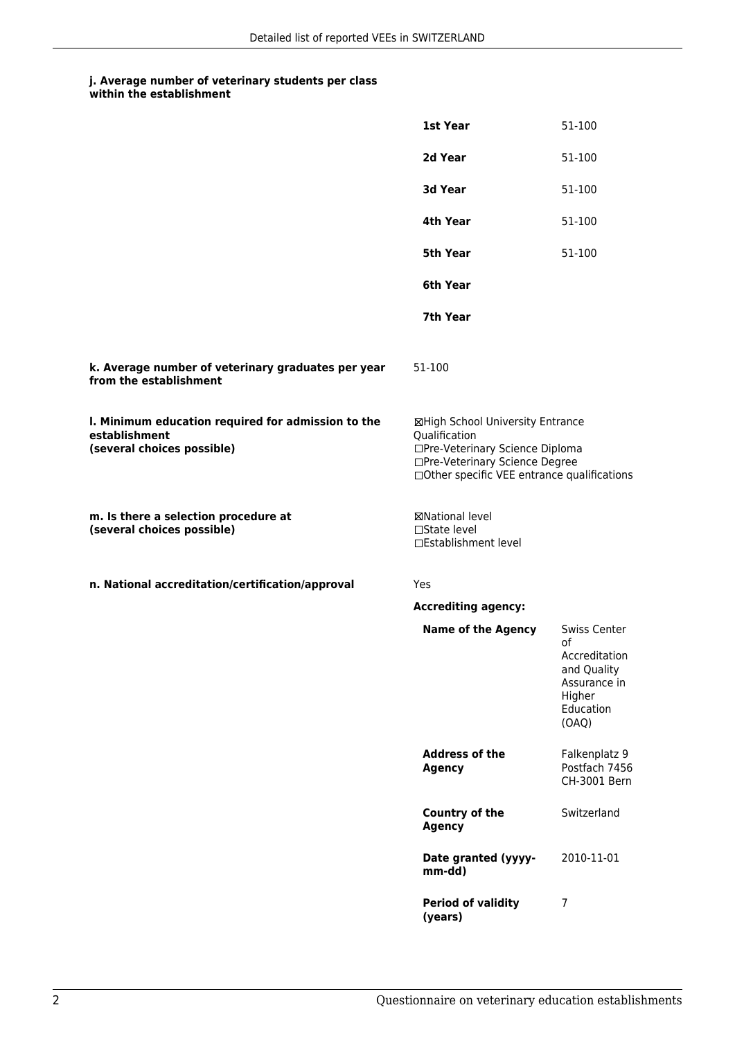**j. Average number of veterinary students per class within the establishment**

| | |
|---|---|
| **1st Year** | 51-100 |
| **2d Year** | 51-100 |
| **3d Year** | 51-100 |
| **4th Year** | 51-100 |
| **5th Year** | 51-100 |
| **6th Year** | |
| **7th Year** | |

**k. Average number of veterinary graduates per year from the establishment**

51-100

**l. Minimum education required for admission to the establishment (several choices possible)**

☒High School University Entrance Qualification
☐Pre-Veterinary Science Diploma
☐Pre-Veterinary Science Degree
☐Other specific VEE entrance qualifications

**m. Is there a selection procedure at (several choices possible)**

☒National level
☐State level
☐Establishment level

**n. National accreditation/certification/approval**

Yes

**Accrediting agency:**

| | |
|---|---|
| **Name of the Agency** | Swiss Center of Accreditation and Quality Assurance in Higher Education (OAQ) |
| **Address of the Agency** | Falkenplatz 9 Postfach 7456 CH-3001 Bern |
| **Country of the Agency** | Switzerland |
| **Date granted (yyyy-mm-dd)** | 2010-11-01 |
| **Period of validity (years)** | 7 |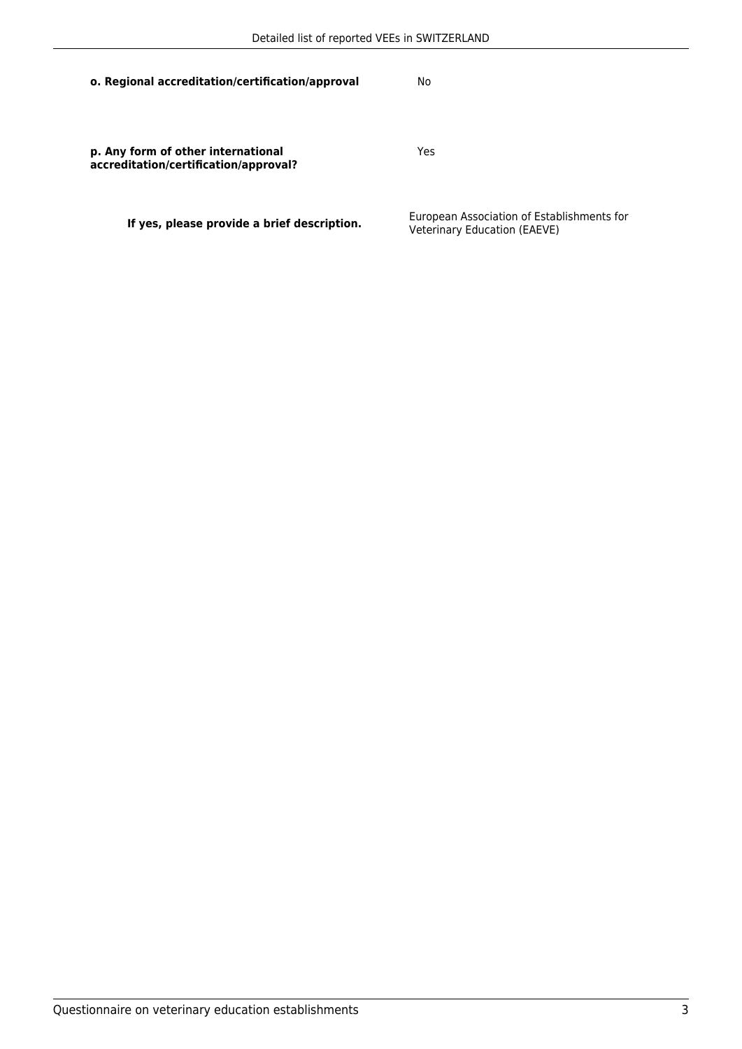**o. Regional accreditation/certification/approval**

No

**p. Any form of other international accreditation/certification/approval?**

Yes

**If yes, please provide a brief description.**

European Association of Establishments for Veterinary Education (EAEVE)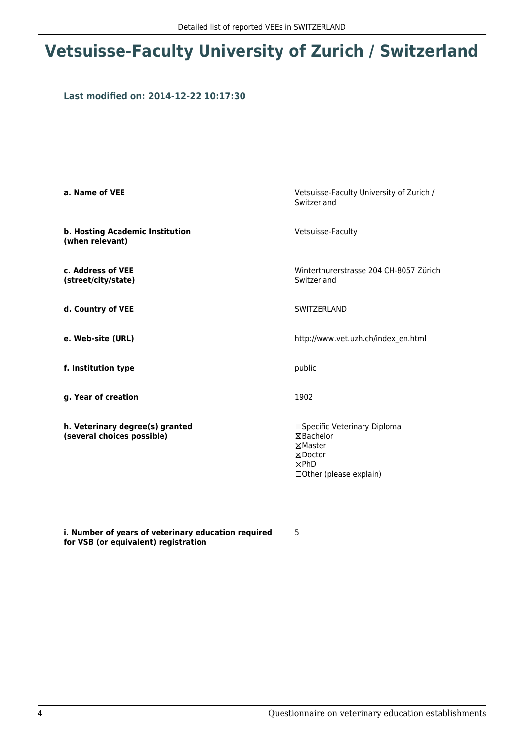# Vetsuisse-Faculty University of Zurich / Switzerland

### Last modified on: 2014-12-22 10:17:30

| | |
|---|---|
| **a. Name of VEE** | Vetsuisse-Faculty University of Zurich / Switzerland |
| **b. Hosting Academic Institution (when relevant)** | Vetsuisse-Faculty |
| **c. Address of VEE (street/city/state)** | Winterthurerstrasse 204 CH-8057 Zürich Switzerland |
| **d. Country of VEE** | SWITZERLAND |
| **e. Web-site (URL)** | http://www.vet.uzh.ch/index_en.html |
| **f. Institution type** | public |
| **g. Year of creation** | 1902 |
| **h. Veterinary degree(s) granted (several choices possible)** | ☐Specific Veterinary Diploma<br>☒Bachelor<br>☒Master<br>☒Doctor<br>☒PhD<br>☐Other (please explain) |
| **i. Number of years of veterinary education required for VSB (or equivalent) registration** | 5 |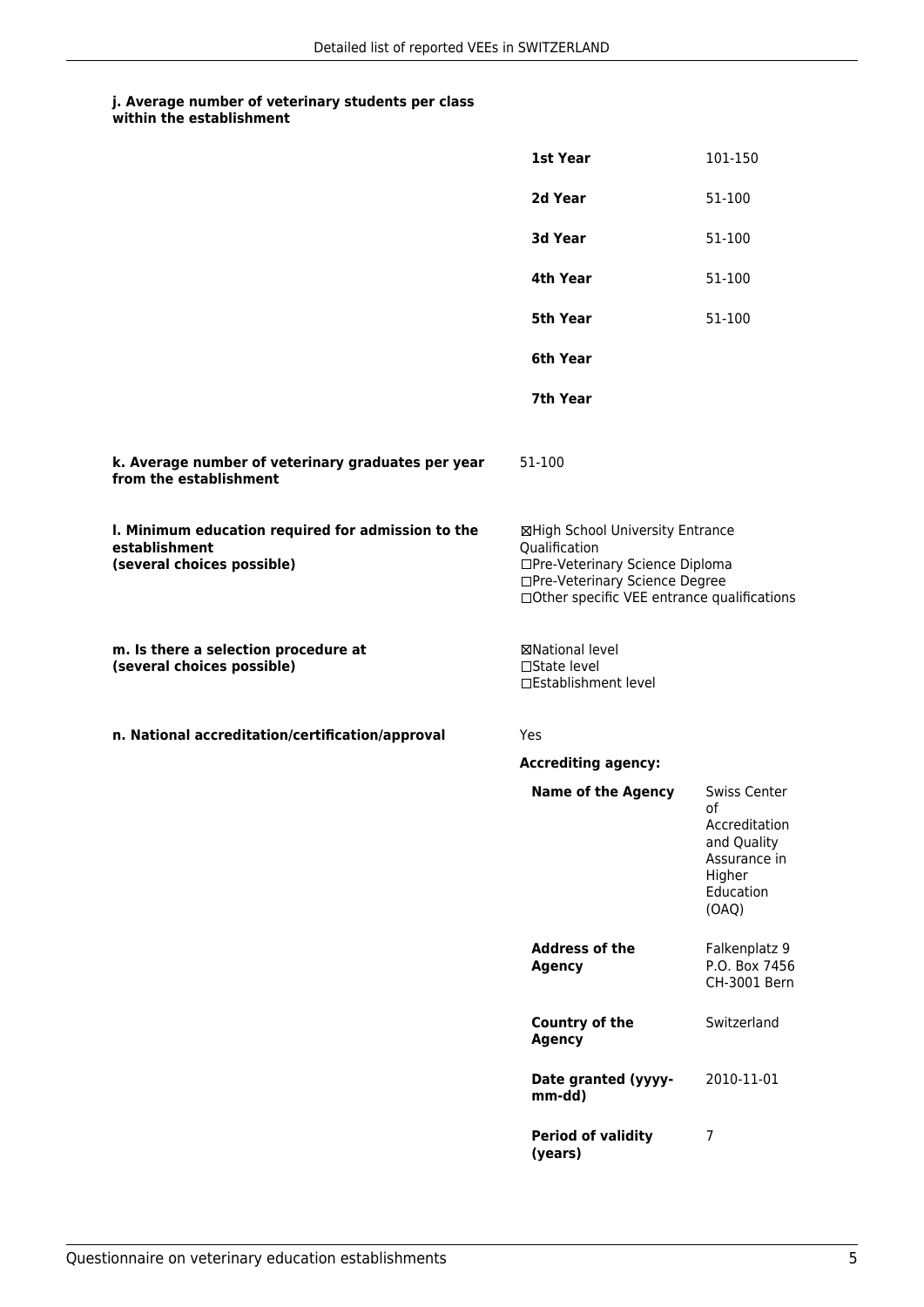**j. Average number of veterinary students per class within the establishment**

| | |
|---|---|
| **1st Year** | 101-150 |
| **2d Year** | 51-100 |
| **3d Year** | 51-100 |
| **4th Year** | 51-100 |
| **5th Year** | 51-100 |
| **6th Year** | |
| **7th Year** | |

**k. Average number of veterinary graduates per year from the establishment**

51-100

**l. Minimum education required for admission to the establishment (several choices possible)**

☒High School University Entrance Qualification
☐Pre-Veterinary Science Diploma
☐Pre-Veterinary Science Degree
☐Other specific VEE entrance qualifications

**m. Is there a selection procedure at (several choices possible)**

☒National level
☐State level
☐Establishment level

**n. National accreditation/certification/approval**

Yes

**Accrediting agency:**

| | |
|---|---|
| **Name of the Agency** | Swiss Center of Accreditation and Quality Assurance in Higher Education (OAQ) |
| **Address of the Agency** | Falkenplatz 9 P.O. Box 7456 CH-3001 Bern |
| **Country of the Agency** | Switzerland |
| **Date granted (yyyy-mm-dd)** | 2010-11-01 |
| **Period of validity (years)** | 7 |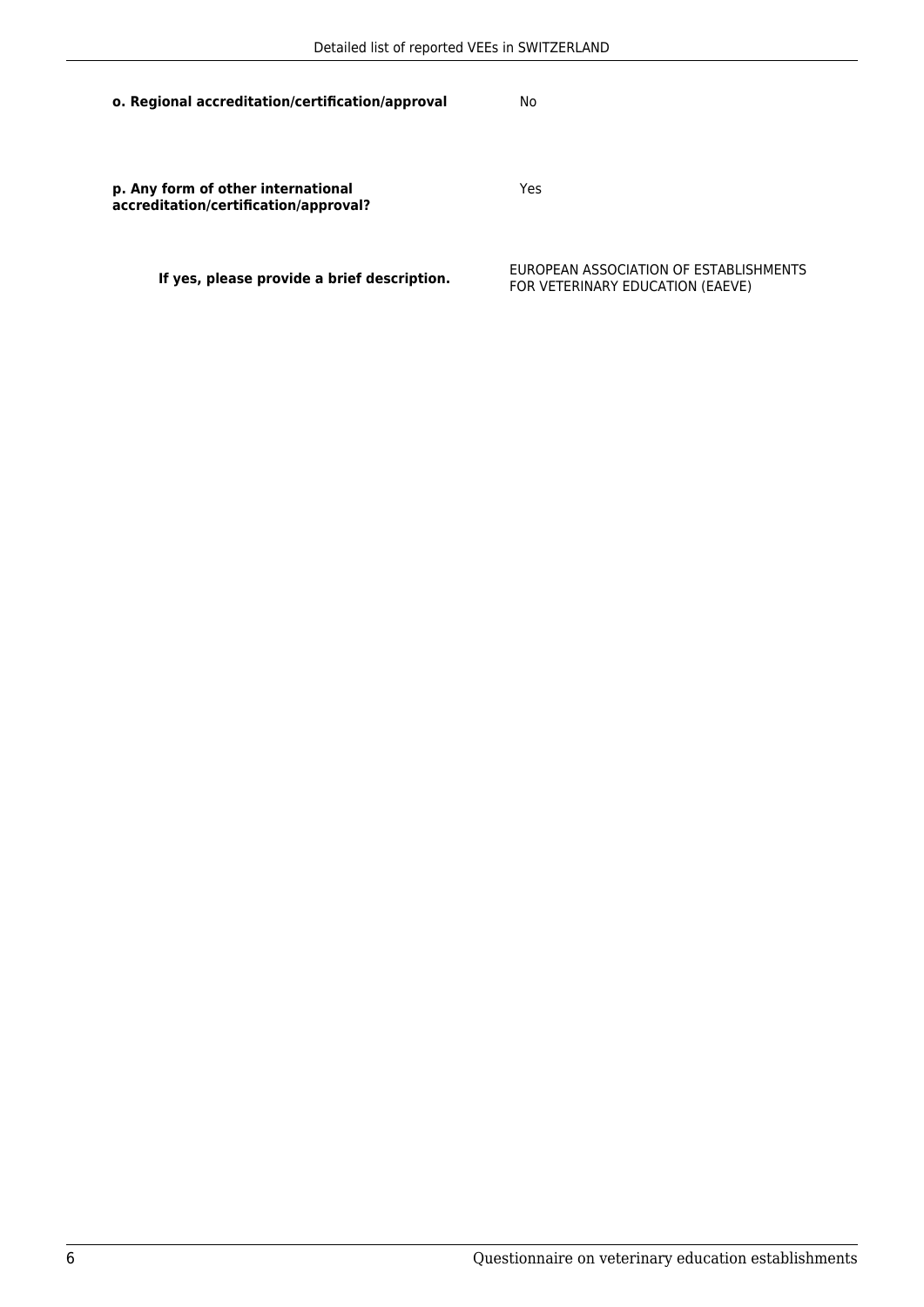**o. Regional accreditation/certification/approval**

No

**p. Any form of other international accreditation/certification/approval?**

Yes

**If yes, please provide a brief description.**

EUROPEAN ASSOCIATION OF ESTABLISHMENTS FOR VETERINARY EDUCATION (EAEVE)